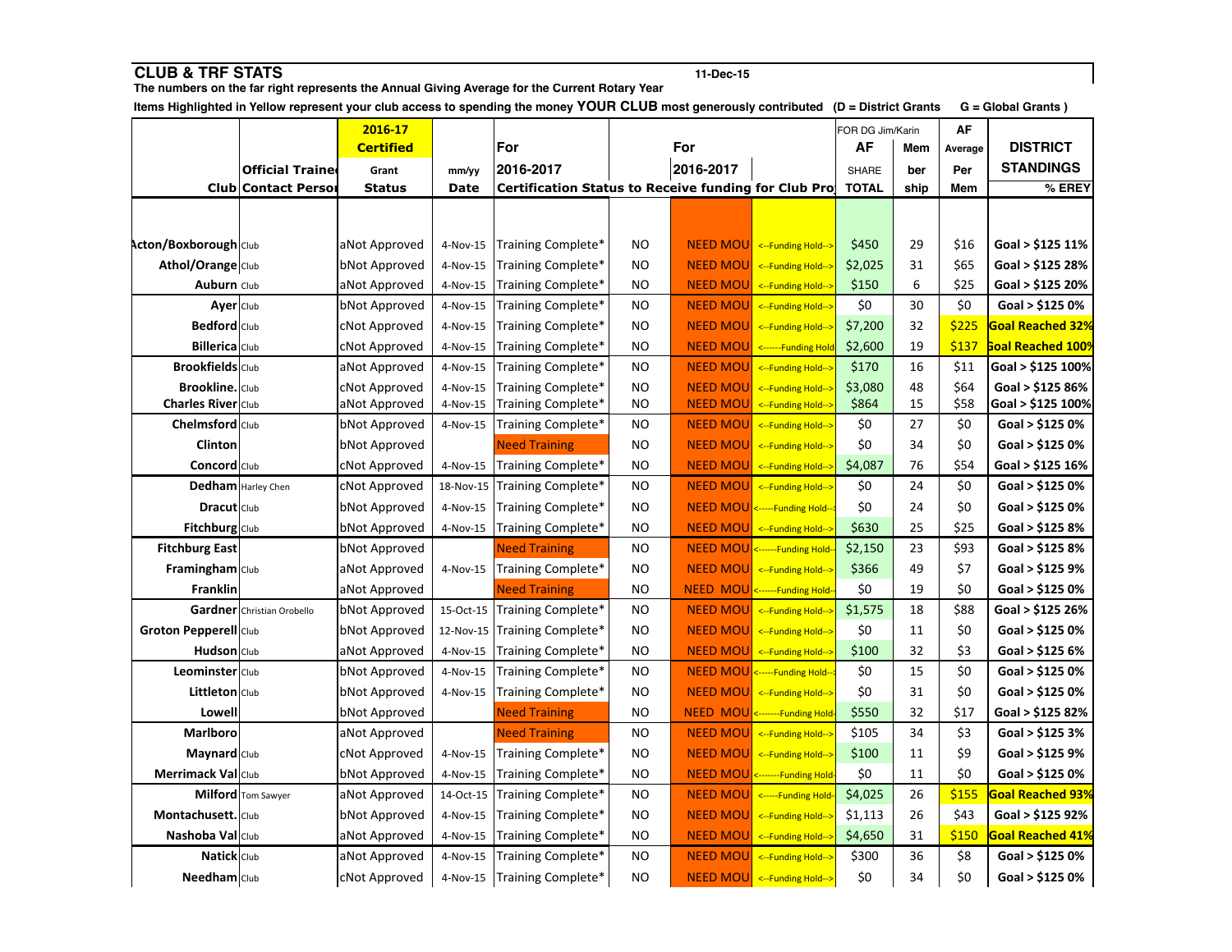## CLUB & TRF STATS

11-Dec-15

**The numbers on the far right represents the Annual Giving Average for the Current Rotary Year**

**Items Highlighted in Yellow represent your club access to spending the money YOUR CLUB most generously contributed (D = District Grants G = Global Grants )**

| Club | Official Trained Contact Person | 2016-17 Certified Grant Status | mm/yy Date | For 2016-2017 Certification Status to Receive funding for Club Projects | | For 2016-2017 | | FOR DG Jim/Karin AF SHARE TOTAL | Member ship | AF Average Per Mem | DISTRICT STANDINGS % EREY |
|---|---|---|---|---|---|---|---|---|---|---|---|
| Acton/Boxborough | Club | aNot Approved | 4-Nov-15 | Training Complete* | NO | NEED MOU | <--Funding Hold--> | $450 | 29 | $16 | Goal > $125 11% |
| Athol/Orange | Club | bNot Approved | 4-Nov-15 | Training Complete* | NO | NEED MOU | <--Funding Hold--> | $2,025 | 31 | $65 | Goal > $125 28% |
| Auburn | Club | aNot Approved | 4-Nov-15 | Training Complete* | NO | NEED MOU | <--Funding Hold--> | $150 | 6 | $25 | Goal > $125 20% |
| Ayer | Club | bNot Approved | 4-Nov-15 | Training Complete* | NO | NEED MOU | <--Funding Hold--> | $0 | 30 | $0 | Goal > $125 0% |
| Bedford | Club | cNot Approved | 4-Nov-15 | Training Complete* | NO | NEED MOU | <--Funding Hold--> | $7,200 | 32 | $225 | Goal Reached 32% |
| Billerica | Club | cNot Approved | 4-Nov-15 | Training Complete* | NO | NEED MOU | <------Funding Hold | $2,600 | 19 | $137 | Goal Reached 100% |
| Brookfields | Club | aNot Approved | 4-Nov-15 | Training Complete* | NO | NEED MOU | <--Funding Hold--> | $170 | 16 | $11 | Goal > $125 100% |
| Brookline. | Club | cNot Approved | 4-Nov-15 | Training Complete* | NO | NEED MOU | <--Funding Hold--> | $3,080 | 48 | $64 | Goal > $125 86% |
| Charles River | Club | aNot Approved | 4-Nov-15 | Training Complete* | NO | NEED MOU | <--Funding Hold--> | $864 | 15 | $58 | Goal > $125 100% |
| Chelmsford | Club | bNot Approved | 4-Nov-15 | Training Complete* | NO | NEED MOU | <--Funding Hold--> | $0 | 27 | $0 | Goal > $125 0% |
| Clinton | | bNot Approved | | Need Training | NO | NEED MOU | <--Funding Hold--> | $0 | 34 | $0 | Goal > $125 0% |
| Concord | Club | cNot Approved | 4-Nov-15 | Training Complete* | NO | NEED MOU | <--Funding Hold--> | $4,087 | 76 | $54 | Goal > $125 16% |
| Dedham | Harley Chen | cNot Approved | 18-Nov-15 | Training Complete* | NO | NEED MOU | <--Funding Hold--> | $0 | 24 | $0 | Goal > $125 0% |
| Dracut | Club | bNot Approved | 4-Nov-15 | Training Complete* | NO | NEED MOU | <-----Funding Hold--> | $0 | 24 | $0 | Goal > $125 0% |
| Fitchburg | Club | bNot Approved | 4-Nov-15 | Training Complete* | NO | NEED MOU | <--Funding Hold--> | $630 | 25 | $25 | Goal > $125 8% |
| Fitchburg East | | bNot Approved | | Need Training | NO | NEED MOU | <------Funding Hold-- | $2,150 | 23 | $93 | Goal > $125 8% |
| Framingham | Club | aNot Approved | 4-Nov-15 | Training Complete* | NO | NEED MOU | <--Funding Hold--> | $366 | 49 | $7 | Goal > $125 9% |
| Franklin | | aNot Approved | | Need Training | NO | NEED MOU | <------Funding Hold-- | $0 | 19 | $0 | Goal > $125 0% |
| Gardner | Christian Orobello | bNot Approved | 15-Oct-15 | Training Complete* | NO | NEED MOU | <--Funding Hold--> | $1,575 | 18 | $88 | Goal > $125 26% |
| Groton Pepperell | Club | bNot Approved | 12-Nov-15 | Training Complete* | NO | NEED MOU | <--Funding Hold--> | $0 | 11 | $0 | Goal > $125 0% |
| Hudson | Club | aNot Approved | 4-Nov-15 | Training Complete* | NO | NEED MOU | <--Funding Hold--> | $100 | 32 | $3 | Goal > $125 6% |
| Leominster | Club | bNot Approved | 4-Nov-15 | Training Complete* | NO | NEED MOU | <-----Funding Hold--> | $0 | 15 | $0 | Goal > $125 0% |
| Littleton | Club | bNot Approved | 4-Nov-15 | Training Complete* | NO | NEED MOU | <--Funding Hold--> | $0 | 31 | $0 | Goal > $125 0% |
| Lowell | | bNot Approved | | Need Training | NO | NEED MOU | <-------Funding Hold | $550 | 32 | $17 | Goal > $125 82% |
| Marlboro | | aNot Approved | | Need Training | NO | NEED MOU | <--Funding Hold--> | $105 | 34 | $3 | Goal > $125 3% |
| Maynard | Club | cNot Approved | 4-Nov-15 | Training Complete* | NO | NEED MOU | <--Funding Hold--> | $100 | 11 | $9 | Goal > $125 9% |
| Merrimack Val | Club | bNot Approved | 4-Nov-15 | Training Complete* | NO | NEED MOU | <-------Funding Hold- | $0 | 11 | $0 | Goal > $125 0% |
| Milford | Tom Sawyer | aNot Approved | 14-Oct-15 | Training Complete* | NO | NEED MOU | <-----Funding Hold- | $4,025 | 26 | $155 | Goal Reached 93% |
| Montachusett. | Club | bNot Approved | 4-Nov-15 | Training Complete* | NO | NEED MOU | <--Funding Hold--> | $1,113 | 26 | $43 | Goal > $125 92% |
| Nashoba Val | Club | aNot Approved | 4-Nov-15 | Training Complete* | NO | NEED MOU | <--Funding Hold--> | $4,650 | 31 | $150 | Goal Reached 41% |
| Natick | Club | aNot Approved | 4-Nov-15 | Training Complete* | NO | NEED MOU | <--Funding Hold--> | $300 | 36 | $8 | Goal > $125 0% |
| Needham | Club | cNot Approved | 4-Nov-15 | Training Complete* | NO | NEED MOU | <--Funding Hold--> | $0 | 34 | $0 | Goal > $125 0% |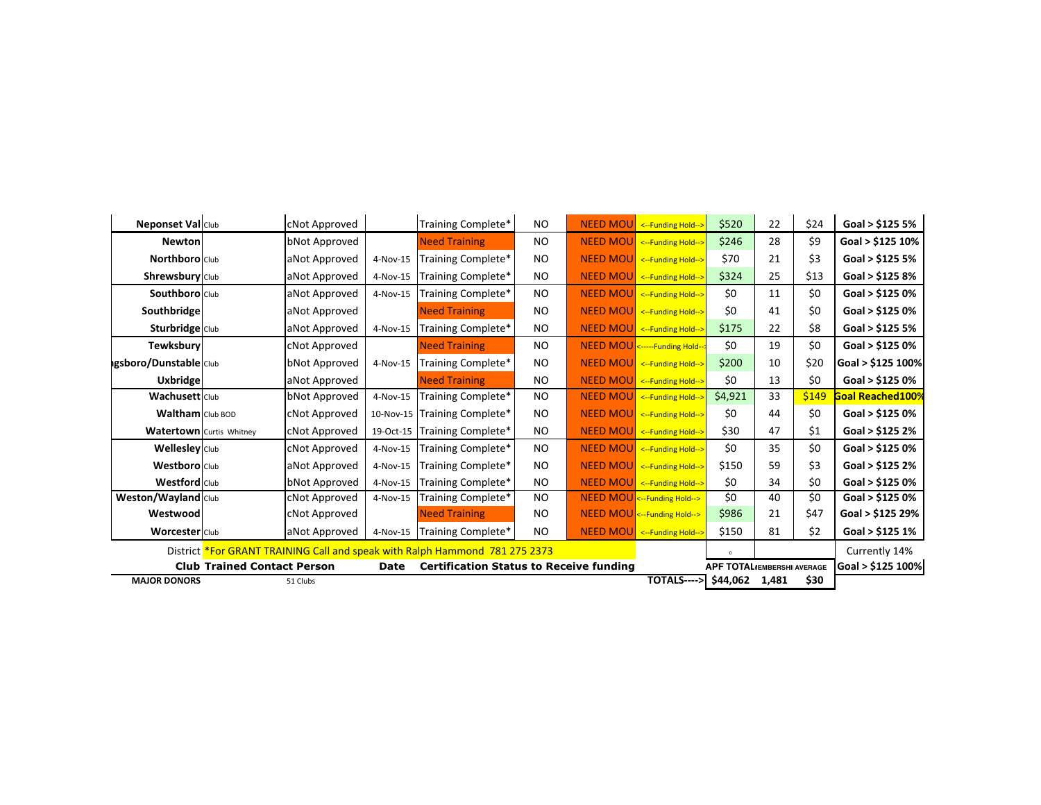| | | | | | | | | | | | | |
|---|---|---|---|---|---|---|---|---|---|---|---|---|
| **Neponset Val** | Club | cNot Approved | | Training Complete* | NO | NEED MOU | <--Funding Hold--> | $520 | 22 | $24 | Goal > $125 5% |
| **Newton** | | bNot Approved | | Need Training | NO | NEED MOU | <--Funding Hold--> | $246 | 28 | $9 | Goal > $125 10% |
| **Northboro** | Club | aNot Approved | 4-Nov-15 | Training Complete* | NO | NEED MOU | <--Funding Hold--> | $70 | 21 | $3 | Goal > $125 5% |
| **Shrewsbury** | Club | aNot Approved | 4-Nov-15 | Training Complete* | NO | NEED MOU | <--Funding Hold--> | $324 | 25 | $13 | Goal > $125 8% |
| **Southboro** | Club | aNot Approved | 4-Nov-15 | Training Complete* | NO | NEED MOU | <--Funding Hold--> | $0 | 11 | $0 | Goal > $125 0% |
| **Southbridge** | | aNot Approved | | Need Training | NO | NEED MOU | <--Funding Hold--> | $0 | 41 | $0 | Goal > $125 0% |
| **Sturbridge** | Club | aNot Approved | 4-Nov-15 | Training Complete* | NO | NEED MOU | <--Funding Hold--> | $175 | 22 | $8 | Goal > $125 5% |
| **Tewksbury** | | cNot Approved | | Need Training | NO | NEED MOU | <-----Funding Hold--> | $0 | 19 | $0 | Goal > $125 0% |
| **ngsboro/Dunstable** | Club | bNot Approved | 4-Nov-15 | Training Complete* | NO | NEED MOU | <--Funding Hold--> | $200 | 10 | $20 | Goal > $125 100% |
| **Uxbridge** | | aNot Approved | | Need Training | NO | NEED MOU | <--Funding Hold--> | $0 | 13 | $0 | Goal > $125 0% |
| **Wachusett** | Club | bNot Approved | 4-Nov-15 | Training Complete* | NO | NEED MOU | <--Funding Hold--> | $4,921 | 33 | $149 | Goal Reached100% |
| **Waltham** | Club BOD | cNot Approved | 10-Nov-15 | Training Complete* | NO | NEED MOU | <--Funding Hold--> | $0 | 44 | $0 | Goal > $125 0% |
| **Watertown** | Curtis Whitney | cNot Approved | 19-Oct-15 | Training Complete* | NO | NEED MOU | <--Funding Hold--> | $30 | 47 | $1 | Goal > $125 2% |
| **Wellesley** | Club | cNot Approved | 4-Nov-15 | Training Complete* | NO | NEED MOU | <--Funding Hold--> | $0 | 35 | $0 | Goal > $125 0% |
| **Westboro** | Club | aNot Approved | 4-Nov-15 | Training Complete* | NO | NEED MOU | <--Funding Hold--> | $150 | 59 | $3 | Goal > $125 2% |
| **Westford** | Club | bNot Approved | 4-Nov-15 | Training Complete* | NO | NEED MOU | <--Funding Hold--> | $0 | 34 | $0 | Goal > $125 0% |
| **Weston/Wayland** | Club | cNot Approved | 4-Nov-15 | Training Complete* | NO | NEED MOU | <--Funding Hold--> | $0 | 40 | $0 | Goal > $125 0% |
| **Westwood** | | cNot Approved | | Need Training | NO | NEED MOU | <--Funding Hold--> | $986 | 21 | $47 | Goal > $125 29% |
| **Worcester** | Club | aNot Approved | 4-Nov-15 | Training Complete* | NO | NEED MOU | <--Funding Hold--> | $150 | 81 | $2 | Goal > $125 1% |
| District | *For GRANT TRAINING Call and speak with Ralph Hammond 781 275 2373 | | | | | | | 0 | | | Currently 14% |
| | **Club Trained Contact Person** | | **Date** | **Certification Status to Receive funding** | | | | **APF TOTAL** | **MEMBERSHIP** | **AVERAGE** | **Goal > $125 100%** |
| **MAJOR DONORS** | | 51 Clubs | | | | | **TOTALS---->** | **$44,062** | **1,481** | **$30** | |